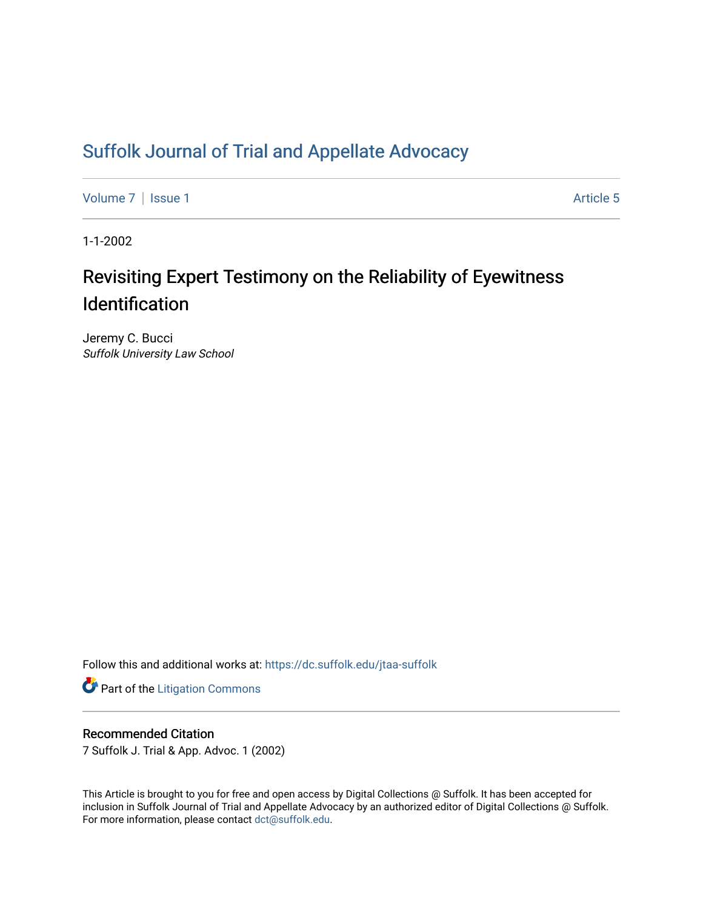# Suffolk Journal of Trial and Appellate Advocacy

Volume 7 | Issue 1 Article 5

1-1-2002

## Revisiting Expert Testimony on the Reliability of Eyewitness Identification

Jeremy C. Bucci
*Suffolk University Law School*

Follow this and additional works at: https://dc.suffolk.edu/jtaa-suffolk

Part of the Litigation Commons

### Recommended Citation

7 Suffolk J. Trial & App. Advoc. 1 (2002)

This Article is brought to you for free and open access by Digital Collections @ Suffolk. It has been accepted for inclusion in Suffolk Journal of Trial and Appellate Advocacy by an authorized editor of Digital Collections @ Suffolk. For more information, please contact dct@suffolk.edu.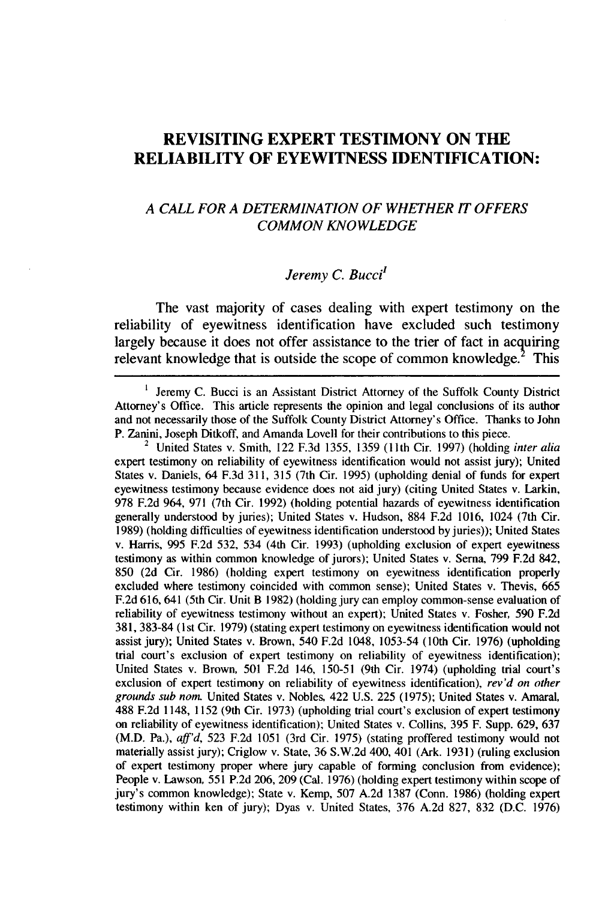# REVISITING EXPERT TESTIMONY ON THE RELIABILITY OF EYEWITNESS IDENTIFICATION:

## *A CALL FOR A DETERMINATION OF WHETHER IT OFFERS COMMON KNOWLEDGE*

*Jeremy C. Bucci*[1]

The vast majority of cases dealing with expert testimony on the reliability of eyewitness identification have excluded such testimony largely because it does not offer assistance to the trier of fact in acquiring relevant knowledge that is outside the scope of common knowledge.[2] This

---

[1] Jeremy C. Bucci is an Assistant District Attorney of the Suffolk County District Attorney's Office. This article represents the opinion and legal conclusions of its author and not necessarily those of the Suffolk County District Attorney's Office. Thanks to John P. Zanini, Joseph Ditkoff, and Amanda Lovell for their contributions to this piece.

[2] United States v. Smith, 122 F.3d 1355, 1359 (11th Cir. 1997) (holding *inter alia* expert testimony on reliability of eyewitness identification would not assist jury); United States v. Daniels, 64 F.3d 311, 315 (7th Cir. 1995) (upholding denial of funds for expert eyewitness testimony because evidence does not aid jury) (citing United States v. Larkin, 978 F.2d 964, 971 (7th Cir. 1992) (holding potential hazards of eyewitness identification generally understood by juries); United States v. Hudson, 884 F.2d 1016, 1024 (7th Cir. 1989) (holding difficulties of eyewitness identification understood by juries)); United States v. Harris, 995 F.2d 532, 534 (4th Cir. 1993) (upholding exclusion of expert eyewitness testimony as within common knowledge of jurors); United States v. Serna, 799 F.2d 842, 850 (2d Cir. 1986) (holding expert testimony on eyewitness identification properly excluded where testimony coincided with common sense); United States v. Thevis, 665 F.2d 616, 641 (5th Cir. Unit B 1982) (holding jury can employ common-sense evaluation of reliability of eyewitness testimony without an expert); United States v. Fosher, 590 F.2d 381, 383-84 (1st Cir. 1979) (stating expert testimony on eyewitness identification would not assist jury); United States v. Brown, 540 F.2d 1048, 1053-54 (10th Cir. 1976) (upholding trial court's exclusion of expert testimony on reliability of eyewitness identification); United States v. Brown, 501 F.2d 146, 150-51 (9th Cir. 1974) (upholding trial court's exclusion of expert testimony on reliability of eyewitness identification), *rev'd on other grounds sub nom.* United States v. Nobles, 422 U.S. 225 (1975); United States v. Amaral, 488 F.2d 1148, 1152 (9th Cir. 1973) (upholding trial court's exclusion of expert testimony on reliability of eyewitness identification); United States v. Collins, 395 F. Supp. 629, 637 (M.D. Pa.), *aff'd*, 523 F.2d 1051 (3rd Cir. 1975) (stating proffered testimony would not materially assist jury); Criglow v. State, 36 S.W.2d 400, 401 (Ark. 1931) (ruling exclusion of expert testimony proper where jury capable of forming conclusion from evidence); People v. Lawson, 551 P.2d 206, 209 (Cal. 1976) (holding expert testimony within scope of jury's common knowledge); State v. Kemp, 507 A.2d 1387 (Conn. 1986) (holding expert testimony within ken of jury); Dyas v. United States, 376 A.2d 827, 832 (D.C. 1976)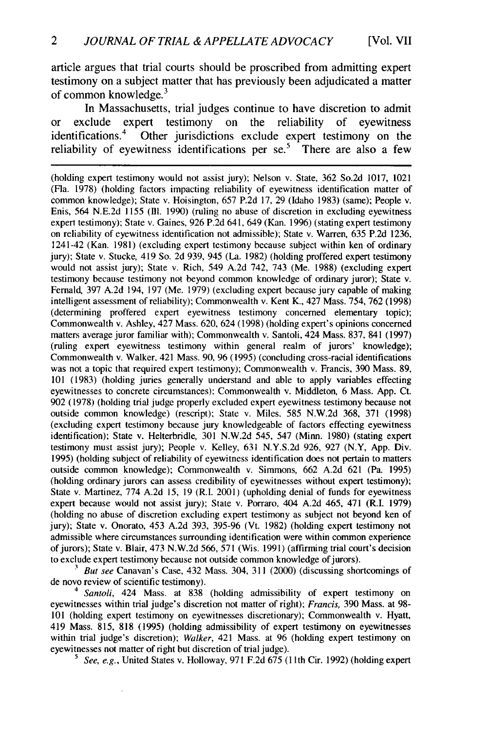article argues that trial courts should be proscribed from admitting expert testimony on a subject matter that has previously been adjudicated a matter of common knowledge.[3]

In Massachusetts, trial judges continue to have discretion to admit or exclude expert testimony on the reliability of eyewitness identifications.[4] Other jurisdictions exclude expert testimony on the reliability of eyewitness identifications per se.[5] There are also a few

---

(holding expert testimony would not assist jury); Nelson v. State, 362 So.2d 1017, 1021 (Fla. 1978) (holding factors impacting reliability of eyewitness identification matter of common knowledge); State v. Hoisington, 657 P.2d 17, 29 (Idaho 1983) (same); People v. Enis, 564 N.E.2d 1155 (Ill. 1990) (ruling no abuse of discretion in excluding eyewitness expert testimony); State v. Gaines, 926 P.2d 641, 649 (Kan. 1996) (stating expert testimony on reliability of eyewitness identification not admissible); State v. Warren, 635 P.2d 1236, 1241-42 (Kan. 1981) (excluding expert testimony because subject within ken of ordinary jury); State v. Stucke, 419 So. 2d 939, 945 (La. 1982) (holding proffered expert testimony would not assist jury); State v. Rich, 549 A.2d 742, 743 (Me. 1988) (excluding expert testimony because testimony not beyond common knowledge of ordinary juror); State v. Fernald, 397 A.2d 194, 197 (Me. 1979) (excluding expert because jury capable of making intelligent assessment of reliability); Commonwealth v. Kent K., 427 Mass. 754, 762 (1998) (determining proffered expert eyewitness testimony concerned elementary topic); Commonwealth v. Ashley, 427 Mass. 620, 624 (1998) (holding expert's opinions concerned matters average juror familiar with); Commonwealth v. Santoli, 424 Mass. 837, 841 (1997) (ruling expert eyewitness testimony within general realm of jurors' knowledge); Commonwealth v. Walker, 421 Mass. 90, 96 (1995) (concluding cross-racial identifications was not a topic that required expert testimony); Commonwealth v. Francis, 390 Mass. 89, 101 (1983) (holding juries generally understand and able to apply variables effecting eyewitnesses to concrete circumstances); Commonwealth v. Middleton, 6 Mass. App. Ct. 902 (1978) (holding trial judge properly excluded expert eyewitness testimony because not outside common knowledge) (rescript); State v. Miles, 585 N.W.2d 368, 371 (1998) (excluding expert testimony because jury knowledgeable of factors effecting eyewitness identification); State v. Helterbridle, 301 N.W.2d 545, 547 (Minn. 1980) (stating expert testimony must assist jury); People v. Kelley, 631 N.Y.S.2d 926, 927 (N.Y, App. Div. 1995) (holding subject of reliability of eyewitness identification does not pertain to matters outside common knowledge); Commonwealth v. Simmons, 662 A.2d 621 (Pa. 1995) (holding ordinary jurors can assess credibility of eyewitnesses without expert testimony); State v. Martinez, 774 A.2d 15, 19 (R.I. 2001) (upholding denial of funds for eyewitness expert because would not assist jury); State v. Porraro, 404 A.2d 465, 471 (R.I. 1979) (holding no abuse of discretion excluding expert testimony as subject not beyond ken of jury); State v. Onorato, 453 A.2d 393, 395-96 (Vt. 1982) (holding expert testimony not admissible where circumstances surrounding identification were within common experience of jurors); State v. Blair, 473 N.W.2d 566, 571 (Wis. 1991) (affirming trial court's decision to exclude expert testimony because not outside common knowledge of jurors).

[3] *But see* Canavan's Case, 432 Mass. 304, 311 (2000) (discussing shortcomings of de novo review of scientific testimony).

[4] *Santoli*, 424 Mass. at 838 (holding admissibility of expert testimony on eyewitnesses within trial judge's discretion not matter of right); *Francis*, 390 Mass. at 98-101 (holding expert testimony on eyewitnesses discretionary); Commonwealth v. Hyatt, 419 Mass. 815, 818 (1995) (holding admissibility of expert testimony on eyewitnesses within trial judge's discretion); *Walker*, 421 Mass. at 96 (holding expert testimony on eyewitnesses not matter of right but discretion of trial judge).

[5] *See, e.g.*, United States v. Holloway, 971 F.2d 675 (11th Cir. 1992) (holding expert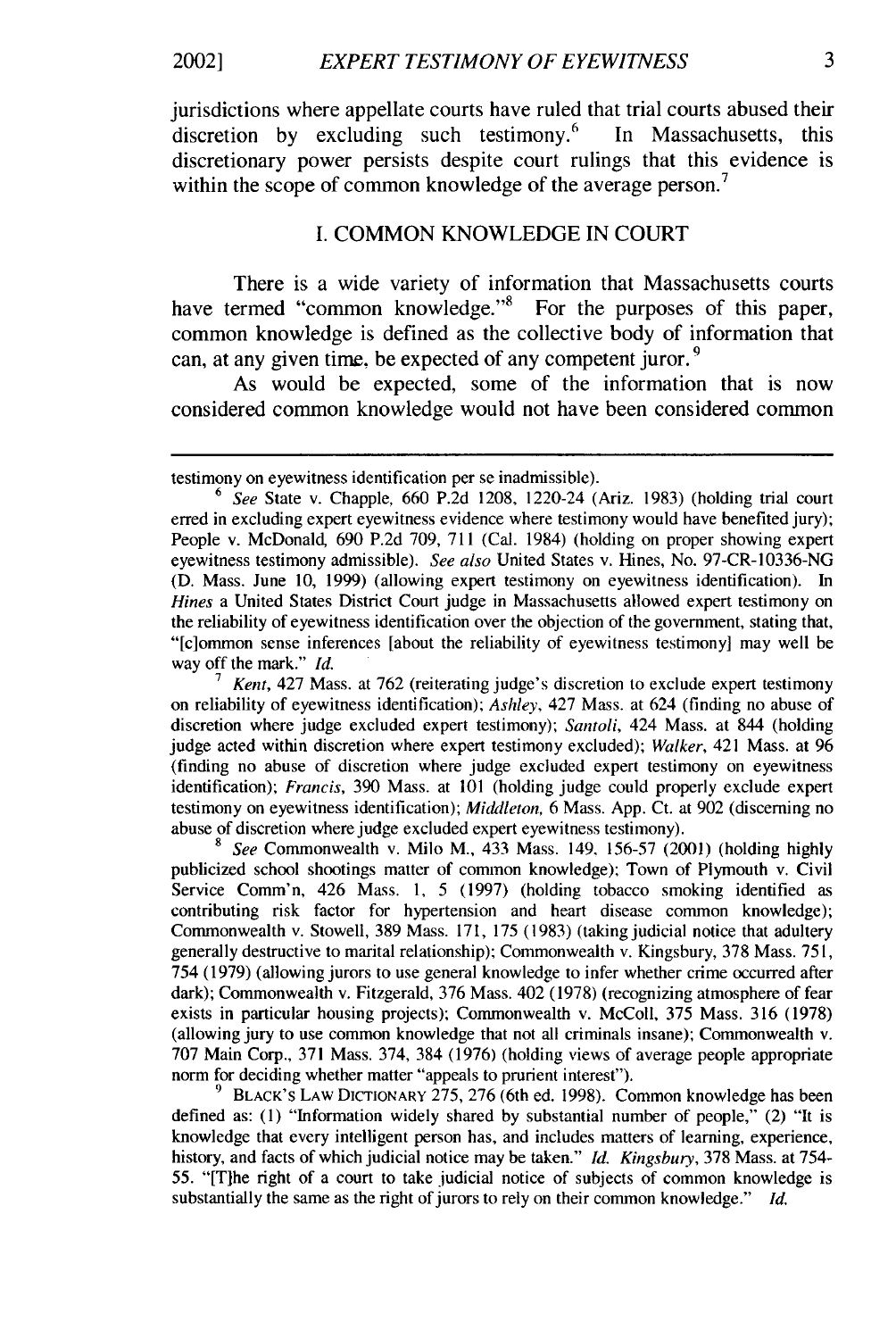jurisdictions where appellate courts have ruled that trial courts abused their discretion by excluding such testimony.[6] In Massachusetts, this discretionary power persists despite court rulings that this evidence is within the scope of common knowledge of the average person.[7]

## I. COMMON KNOWLEDGE IN COURT

There is a wide variety of information that Massachusetts courts have termed "common knowledge."[8] For the purposes of this paper, common knowledge is defined as the collective body of information that can, at any given time, be expected of any competent juror.[9]

As would be expected, some of the information that is now considered common knowledge would not have been considered common

---

testimony on eyewitness identification per se inadmissible).

[6] *See* State v. Chapple, 660 P.2d 1208, 1220-24 (Ariz. 1983) (holding trial court erred in excluding expert eyewitness evidence where testimony would have benefited jury); People v. McDonald, 690 P.2d 709, 711 (Cal. 1984) (holding on proper showing expert eyewitness testimony admissible). *See also* United States v. Hines, No. 97-CR-10336-NG (D. Mass. June 10, 1999) (allowing expert testimony on eyewitness identification). In *Hines* a United States District Court judge in Massachusetts allowed expert testimony on the reliability of eyewitness identification over the objection of the government, stating that, "[c]ommon sense inferences [about the reliability of eyewitness testimony] may well be way off the mark." *Id.*

[7] *Kent*, 427 Mass. at 762 (reiterating judge's discretion to exclude expert testimony on reliability of eyewitness identification); *Ashley*, 427 Mass. at 624 (finding no abuse of discretion where judge excluded expert testimony); *Santoli*, 424 Mass. at 844 (holding judge acted within discretion where expert testimony excluded); *Walker*, 421 Mass. at 96 (finding no abuse of discretion where judge excluded expert testimony on eyewitness identification); *Francis*, 390 Mass. at 101 (holding judge could properly exclude expert testimony on eyewitness identification); *Middleton*, 6 Mass. App. Ct. at 902 (discerning no abuse of discretion where judge excluded expert eyewitness testimony).

[8] *See* Commonwealth v. Milo M., 433 Mass. 149, 156-57 (2001) (holding highly publicized school shootings matter of common knowledge); Town of Plymouth v. Civil Service Comm'n, 426 Mass. 1, 5 (1997) (holding tobacco smoking identified as contributing risk factor for hypertension and heart disease common knowledge); Commonwealth v. Stowell, 389 Mass. 171, 175 (1983) (taking judicial notice that adultery generally destructive to marital relationship); Commonwealth v. Kingsbury, 378 Mass. 751, 754 (1979) (allowing jurors to use general knowledge to infer whether crime occurred after dark); Commonwealth v. Fitzgerald, 376 Mass. 402 (1978) (recognizing atmosphere of fear exists in particular housing projects); Commonwealth v. McColl, 375 Mass. 316 (1978) (allowing jury to use common knowledge that not all criminals insane); Commonwealth v. 707 Main Corp., 371 Mass. 374, 384 (1976) (holding views of average people appropriate norm for deciding whether matter "appeals to prurient interest").

[9] BLACK'S LAW DICTIONARY 275, 276 (6th ed. 1998). Common knowledge has been defined as: (1) "Information widely shared by substantial number of people," (2) "It is knowledge that every intelligent person has, and includes matters of learning, experience, history, and facts of which judicial notice may be taken." *Id. Kingsbury*, 378 Mass. at 754-55. "[T]he right of a court to take judicial notice of subjects of common knowledge is substantially the same as the right of jurors to rely on their common knowledge." *Id.*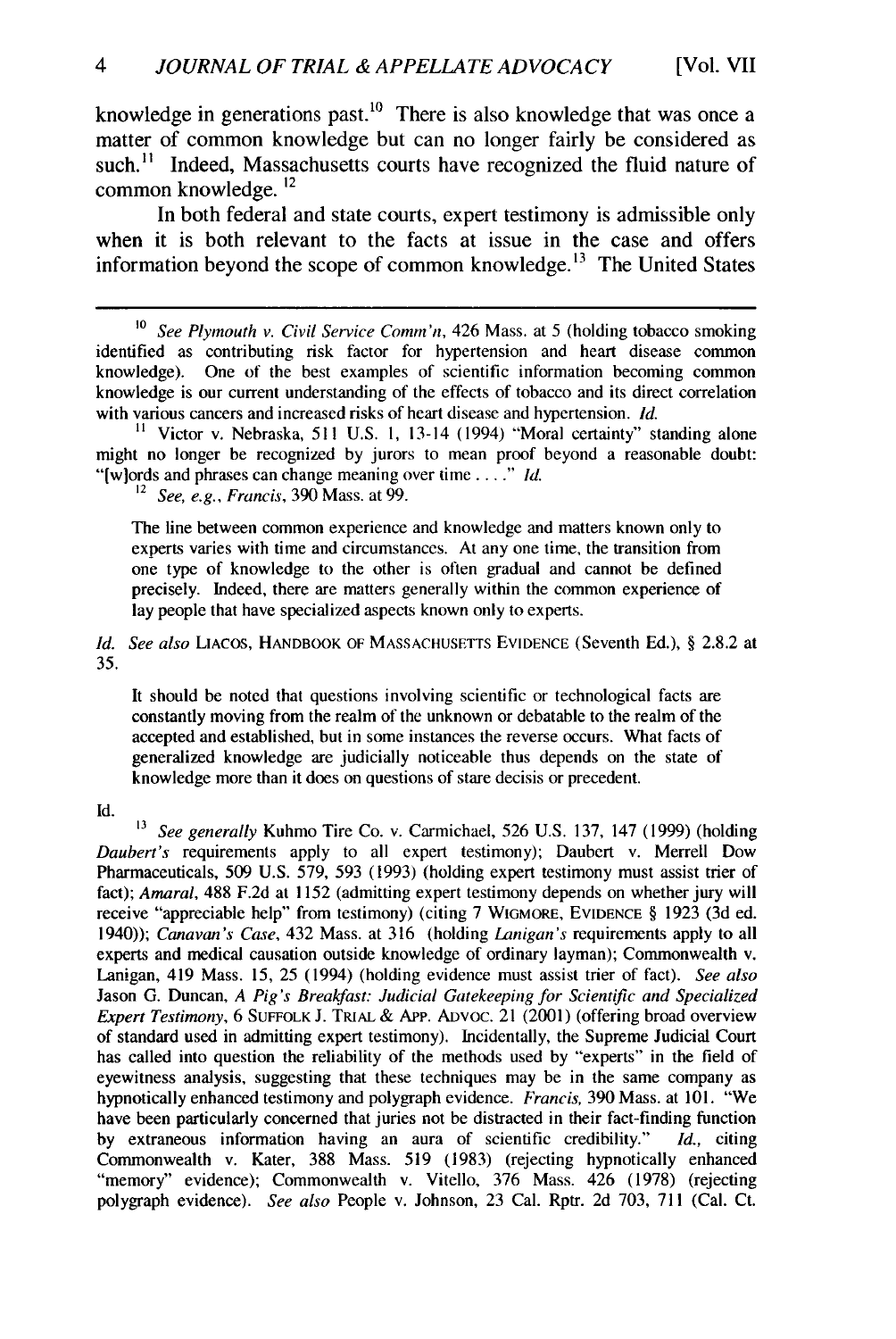knowledge in generations past.[10] There is also knowledge that was once a matter of common knowledge but can no longer fairly be considered as such.[11] Indeed, Massachusetts courts have recognized the fluid nature of common knowledge.[12]

In both federal and state courts, expert testimony is admissible only when it is both relevant to the facts at issue in the case and offers information beyond the scope of common knowledge.[13] The United States

---

[10] *See Plymouth v. Civil Service Comm'n*, 426 Mass. at 5 (holding tobacco smoking identified as contributing risk factor for hypertension and heart disease common knowledge). One of the best examples of scientific information becoming common knowledge is our current understanding of the effects of tobacco and its direct correlation with various cancers and increased risks of heart disease and hypertension. *Id.*

[11] Victor v. Nebraska, 511 U.S. 1, 13-14 (1994) "Moral certainty" standing alone might no longer be recognized by jurors to mean proof beyond a reasonable doubt: "[w]ords and phrases can change meaning over time . . . ." *Id.*

[12] *See, e.g., Francis*, 390 Mass. at 99.

> The line between common experience and knowledge and matters known only to experts varies with time and circumstances. At any one time, the transition from one type of knowledge to the other is often gradual and cannot be defined precisely. Indeed, there are matters generally within the common experience of lay people that have specialized aspects known only to experts.

*Id. See also* LIACOS, HANDBOOK OF MASSACHUSETTS EVIDENCE (Seventh Ed.), § 2.8.2 at 35.

> It should be noted that questions involving scientific or technological facts are constantly moving from the realm of the unknown or debatable to the realm of the accepted and established, but in some instances the reverse occurs. What facts of generalized knowledge are judicially noticeable thus depends on the state of knowledge more than it does on questions of stare decisis or precedent.

Id.

[13] *See generally* Kuhmo Tire Co. v. Carmichael, 526 U.S. 137, 147 (1999) (holding *Daubert's* requirements apply to all expert testimony); Daubert v. Merrell Dow Pharmaceuticals, 509 U.S. 579, 593 (1993) (holding expert testimony must assist trier of fact); *Amaral*, 488 F.2d at 1152 (admitting expert testimony depends on whether jury will receive "appreciable help" from testimony) (citing 7 WIGMORE, EVIDENCE § 1923 (3d ed. 1940)); *Canavan's Case*, 432 Mass. at 316 (holding *Lanigan's* requirements apply to all experts and medical causation outside knowledge of ordinary layman); Commonwealth v. Lanigan, 419 Mass. 15, 25 (1994) (holding evidence must assist trier of fact). *See also* Jason G. Duncan, *A Pig's Breakfast: Judicial Gatekeeping for Scientific and Specialized Expert Testimony*, 6 SUFFOLK J. TRIAL & APP. ADVOC. 21 (2001) (offering broad overview of standard used in admitting expert testimony). Incidentally, the Supreme Judicial Court has called into question the reliability of the methods used by "experts" in the field of eyewitness analysis, suggesting that these techniques may be in the same company as hypnotically enhanced testimony and polygraph evidence. *Francis*, 390 Mass. at 101. "We have been particularly concerned that juries not be distracted in their fact-finding function by extraneous information having an aura of scientific credibility." *Id.*, citing Commonwealth v. Kater, 388 Mass. 519 (1983) (rejecting hypnotically enhanced "memory" evidence); Commonwealth v. Vitello, 376 Mass. 426 (1978) (rejecting polygraph evidence). *See also* People v. Johnson, 23 Cal. Rptr. 2d 703, 711 (Cal. Ct.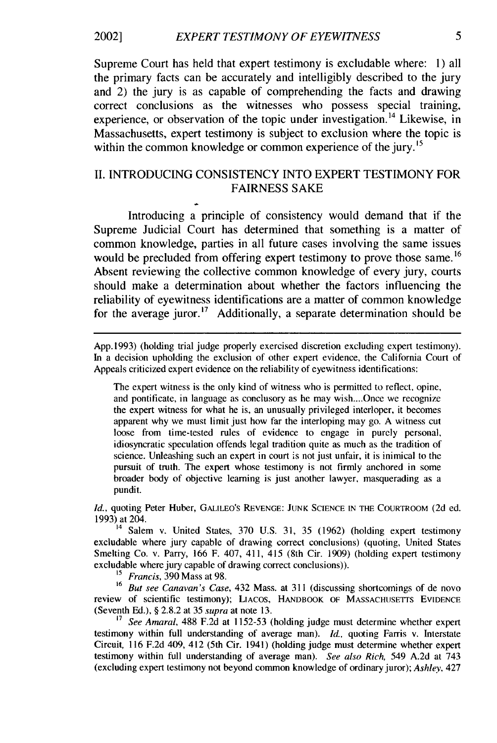Supreme Court has held that expert testimony is excludable where: 1) all the primary facts can be accurately and intelligibly described to the jury and 2) the jury is as capable of comprehending the facts and drawing correct conclusions as the witnesses who possess special training, experience, or observation of the topic under investigation.[14] Likewise, in Massachusetts, expert testimony is subject to exclusion where the topic is within the common knowledge or common experience of the jury.[15]

## II. INTRODUCING CONSISTENCY INTO EXPERT TESTIMONY FOR FAIRNESS SAKE

Introducing a principle of consistency would demand that if the Supreme Judicial Court has determined that something is a matter of common knowledge, parties in all future cases involving the same issues would be precluded from offering expert testimony to prove those same.[16] Absent reviewing the collective common knowledge of every jury, courts should make a determination about whether the factors influencing the reliability of eyewitness identifications are a matter of common knowledge for the average juror.[17] Additionally, a separate determination should be

---

App.1993) (holding trial judge properly exercised discretion excluding expert testimony). In a decision upholding the exclusion of other expert evidence, the California Court of Appeals criticized expert evidence on the reliability of eyewitness identifications:

> The expert witness is the only kind of witness who is permitted to reflect, opine, and pontificate, in language as conclusory as he may wish....Once we recognize the expert witness for what he is, an unusually privileged interloper, it becomes apparent why we must limit just how far the interloping may go. A witness cut loose from time-tested rules of evidence to engage in purely personal, idiosyncratic speculation offends legal tradition quite as much as the tradition of science. Unleashing such an expert in court is not just unfair, it is inimical to the pursuit of truth. The expert whose testimony is not firmly anchored in some broader body of objective learning is just another lawyer, masquerading as a pundit.

*Id.*, quoting Peter Huber, GALILEO'S REVENGE: JUNK SCIENCE IN THE COURTROOM (2d ed. 1993) at 204.

[14] Salem v. United States, 370 U.S. 31, 35 (1962) (holding expert testimony excludable where jury capable of drawing correct conclusions) (quoting, United States Smelting Co. v. Parry, 166 F. 407, 411, 415 (8th Cir. 1909) (holding expert testimony excludable where jury capable of drawing correct conclusions)).

[15] *Francis*, 390 Mass at 98.

[16] *But see Canavan's Case*, 432 Mass. at 311 (discussing shortcomings of de novo review of scientific testimony); LIACOS, HANDBOOK OF MASSACHUSETTS EVIDENCE (Seventh Ed.), § 2.8.2 at 35 *supra* at note 13.

[17] *See Amaral*, 488 F.2d at 1152-53 (holding judge must determine whether expert testimony within full understanding of average man). *Id.*, quoting Farris v. Interstate Circuit, 116 F.2d 409, 412 (5th Cir. 1941) (holding judge must determine whether expert testimony within full understanding of average man). *See also Rich*, 549 A.2d at 743 (excluding expert testimony not beyond common knowledge of ordinary juror); *Ashley*, 427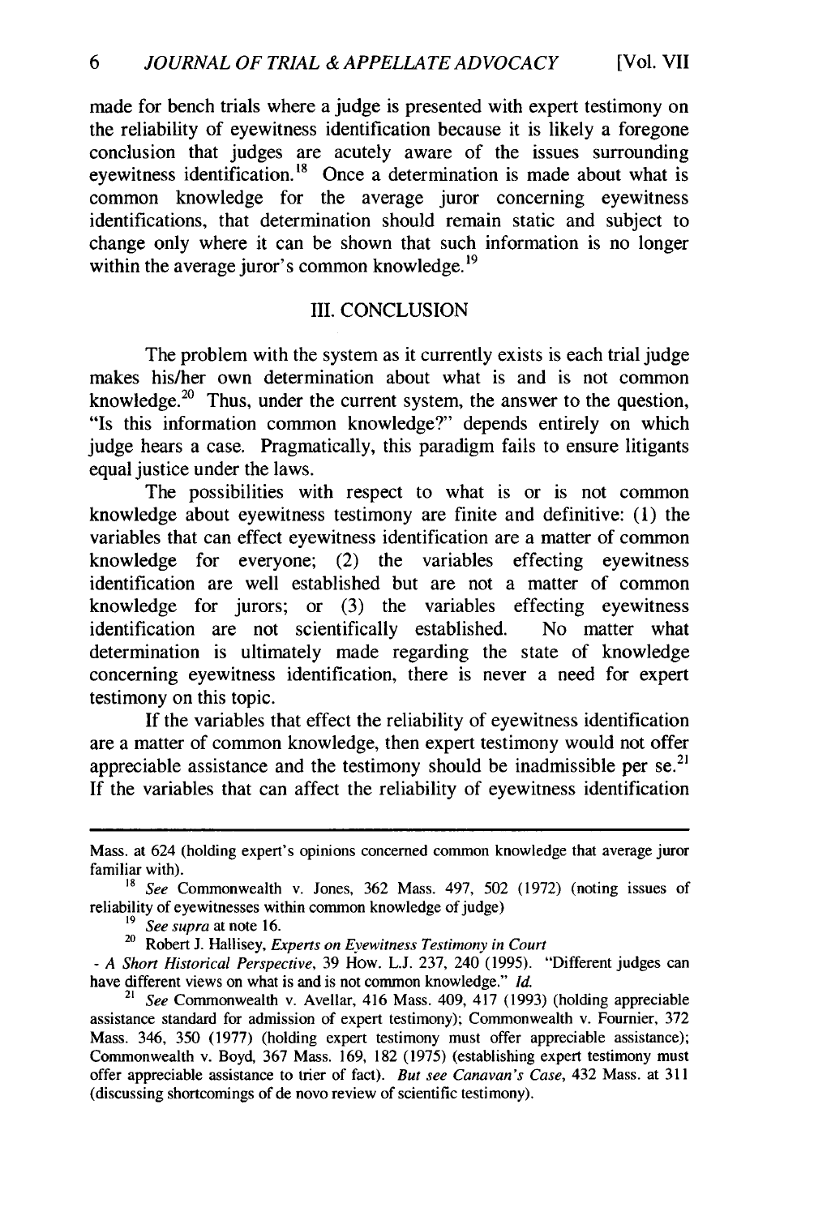made for bench trials where a judge is presented with expert testimony on the reliability of eyewitness identification because it is likely a foregone conclusion that judges are acutely aware of the issues surrounding eyewitness identification.[18] Once a determination is made about what is common knowledge for the average juror concerning eyewitness identifications, that determination should remain static and subject to change only where it can be shown that such information is no longer within the average juror's common knowledge.[19]

## III. CONCLUSION

The problem with the system as it currently exists is each trial judge makes his/her own determination about what is and is not common knowledge.[20] Thus, under the current system, the answer to the question, "Is this information common knowledge?" depends entirely on which judge hears a case. Pragmatically, this paradigm fails to ensure litigants equal justice under the laws.

The possibilities with respect to what is or is not common knowledge about eyewitness testimony are finite and definitive: (1) the variables that can effect eyewitness identification are a matter of common knowledge for everyone; (2) the variables effecting eyewitness identification are well established but are not a matter of common knowledge for jurors; or (3) the variables effecting eyewitness identification are not scientifically established. No matter what determination is ultimately made regarding the state of knowledge concerning eyewitness identification, there is never a need for expert testimony on this topic.

If the variables that effect the reliability of eyewitness identification are a matter of common knowledge, then expert testimony would not offer appreciable assistance and the testimony should be inadmissible per se.[21] If the variables that can affect the reliability of eyewitness identification

---

Mass. at 624 (holding expert's opinions concerned common knowledge that average juror familiar with).

[18] *See* Commonwealth v. Jones, 362 Mass. 497, 502 (1972) (noting issues of reliability of eyewitnesses within common knowledge of judge)

[19] *See supra* at note 16.

[20] Robert J. Hallisey, *Experts on Eyewitness Testimony in Court - A Short Historical Perspective*, 39 How. L.J. 237, 240 (1995). "Different judges can have different views on what is and is not common knowledge." *Id.*

[21] *See* Commonwealth v. Avellar, 416 Mass. 409, 417 (1993) (holding appreciable assistance standard for admission of expert testimony); Commonwealth v. Fournier, 372 Mass. 346, 350 (1977) (holding expert testimony must offer appreciable assistance); Commonwealth v. Boyd, 367 Mass. 169, 182 (1975) (establishing expert testimony must offer appreciable assistance to trier of fact). *But see Canavan's Case*, 432 Mass. at 311 (discussing shortcomings of de novo review of scientific testimony).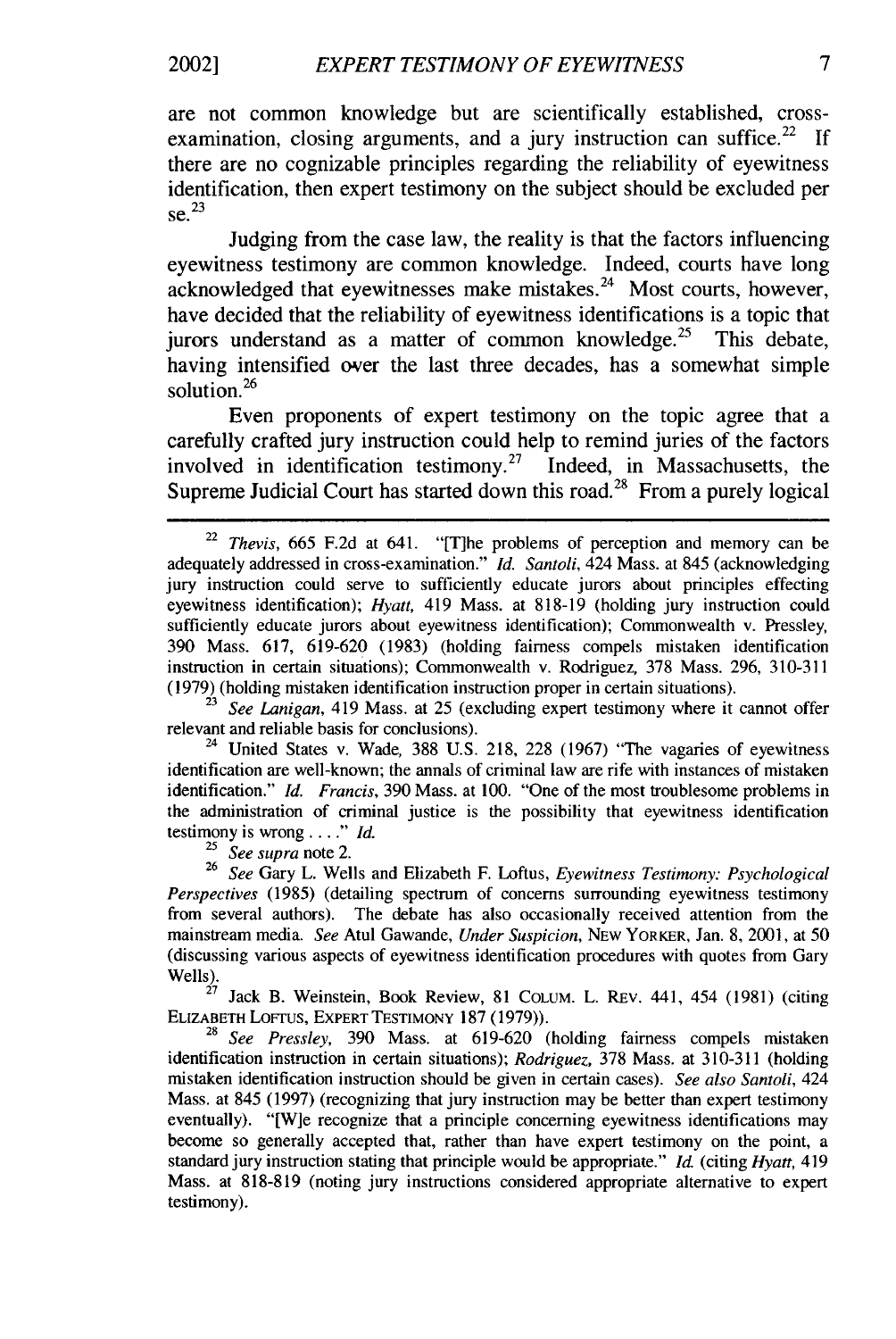are not common knowledge but are scientifically established, cross-examination, closing arguments, and a jury instruction can suffice.[22] If there are no cognizable principles regarding the reliability of eyewitness identification, then expert testimony on the subject should be excluded per se.[23]

Judging from the case law, the reality is that the factors influencing eyewitness testimony are common knowledge. Indeed, courts have long acknowledged that eyewitnesses make mistakes.[24] Most courts, however, have decided that the reliability of eyewitness identifications is a topic that jurors understand as a matter of common knowledge.[25] This debate, having intensified over the last three decades, has a somewhat simple solution.[26]

Even proponents of expert testimony on the topic agree that a carefully crafted jury instruction could help to remind juries of the factors involved in identification testimony.[27] Indeed, in Massachusetts, the Supreme Judicial Court has started down this road.[28] From a purely logical

---

[22] *Thevis*, 665 F.2d at 641. "[T]he problems of perception and memory can be adequately addressed in cross-examination." *Id. Santoli*, 424 Mass. at 845 (acknowledging jury instruction could serve to sufficiently educate jurors about principles effecting eyewitness identification); *Hyatt*, 419 Mass. at 818-19 (holding jury instruction could sufficiently educate jurors about eyewitness identification); Commonwealth v. Pressley, 390 Mass. 617, 619-620 (1983) (holding fairness compels mistaken identification instruction in certain situations); Commonwealth v. Rodriguez, 378 Mass. 296, 310-311 (1979) (holding mistaken identification instruction proper in certain situations).

[23] *See Lanigan*, 419 Mass. at 25 (excluding expert testimony where it cannot offer relevant and reliable basis for conclusions).

[24] United States v. Wade, 388 U.S. 218, 228 (1967) "The vagaries of eyewitness identification are well-known; the annals of criminal law are rife with instances of mistaken identification." *Id. Francis*, 390 Mass. at 100. "One of the most troublesome problems in the administration of criminal justice is the possibility that eyewitness identification testimony is wrong . . . ." *Id.*

[25] *See supra* note 2.

[26] *See* Gary L. Wells and Elizabeth F. Loftus, *Eyewitness Testimony: Psychological Perspectives* (1985) (detailing spectrum of concerns surrounding eyewitness testimony from several authors). The debate has also occasionally received attention from the mainstream media. *See* Atul Gawande, *Under Suspicion*, NEW YORKER, Jan. 8, 2001, at 50 (discussing various aspects of eyewitness identification procedures with quotes from Gary Wells).

[27] Jack B. Weinstein, Book Review, 81 COLUM. L. REV. 441, 454 (1981) (citing ELIZABETH LOFTUS, EXPERT TESTIMONY 187 (1979)).

[28] *See Pressley*, 390 Mass. at 619-620 (holding fairness compels mistaken identification instruction in certain situations); *Rodriguez*, 378 Mass. at 310-311 (holding mistaken identification instruction should be given in certain cases). *See also Santoli*, 424 Mass. at 845 (1997) (recognizing that jury instruction may be better than expert testimony eventually). "[W]e recognize that a principle concerning eyewitness identifications may become so generally accepted that, rather than have expert testimony on the point, a standard jury instruction stating that principle would be appropriate." *Id.* (citing *Hyatt*, 419 Mass. at 818-819 (noting jury instructions considered appropriate alternative to expert testimony).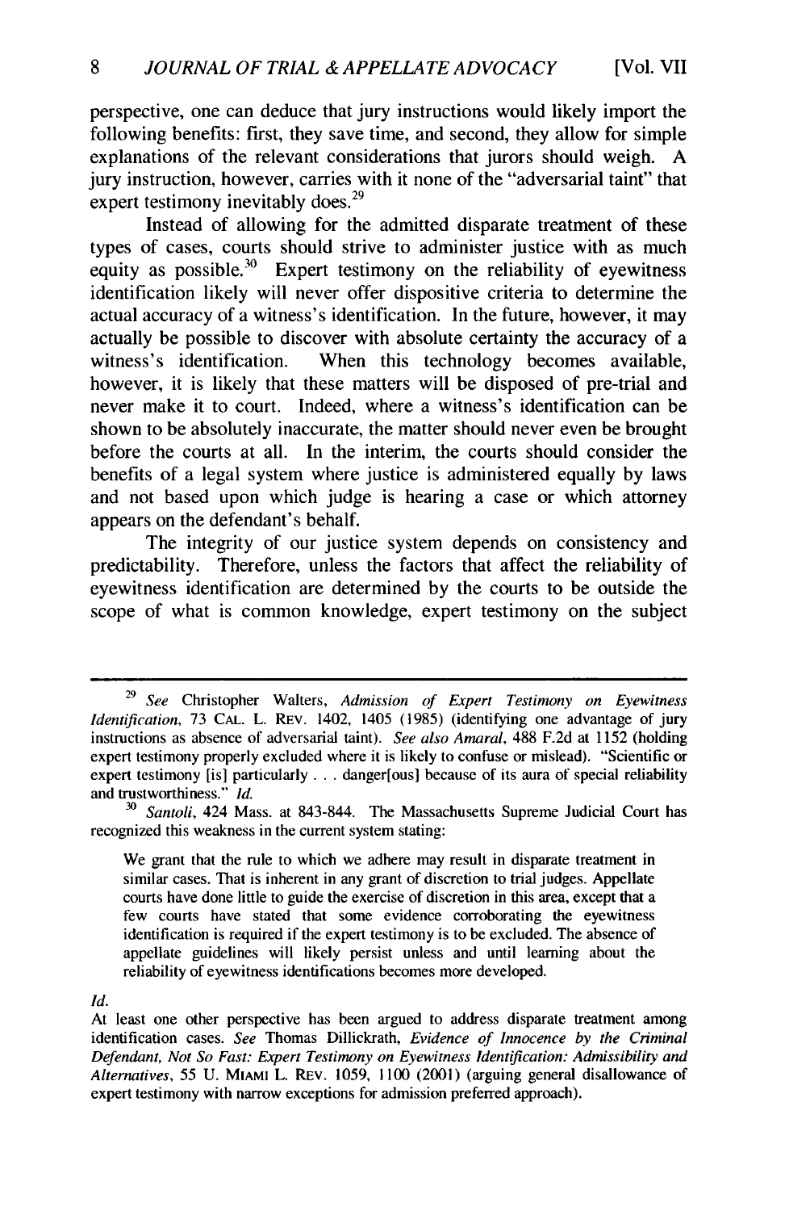perspective, one can deduce that jury instructions would likely import the following benefits: first, they save time, and second, they allow for simple explanations of the relevant considerations that jurors should weigh. A jury instruction, however, carries with it none of the "adversarial taint" that expert testimony inevitably does.[29]

Instead of allowing for the admitted disparate treatment of these types of cases, courts should strive to administer justice with as much equity as possible.[30] Expert testimony on the reliability of eyewitness identification likely will never offer dispositive criteria to determine the actual accuracy of a witness's identification. In the future, however, it may actually be possible to discover with absolute certainty the accuracy of a witness's identification. When this technology becomes available, however, it is likely that these matters will be disposed of pre-trial and never make it to court. Indeed, where a witness's identification can be shown to be absolutely inaccurate, the matter should never even be brought before the courts at all. In the interim, the courts should consider the benefits of a legal system where justice is administered equally by laws and not based upon which judge is hearing a case or which attorney appears on the defendant's behalf.

The integrity of our justice system depends on consistency and predictability. Therefore, unless the factors that affect the reliability of eyewitness identification are determined by the courts to be outside the scope of what is common knowledge, expert testimony on the subject

---

[29] *See* Christopher Walters, *Admission of Expert Testimony on Eyewitness Identification*, 73 CAL. L. REV. 1402, 1405 (1985) (identifying one advantage of jury instructions as absence of adversarial taint). *See also Amaral*, 488 F.2d at 1152 (holding expert testimony properly excluded where it is likely to confuse or mislead). "Scientific or expert testimony [is] particularly . . . danger[ous] because of its aura of special reliability and trustworthiness." *Id.*

[30] *Santoli*, 424 Mass. at 843-844. The Massachusetts Supreme Judicial Court has recognized this weakness in the current system stating:

> We grant that the rule to which we adhere may result in disparate treatment in similar cases. That is inherent in any grant of discretion to trial judges. Appellate courts have done little to guide the exercise of discretion in this area, except that a few courts have stated that some evidence corroborating the eyewitness identification is required if the expert testimony is to be excluded. The absence of appellate guidelines will likely persist unless and until learning about the reliability of eyewitness identifications becomes more developed.

*Id.*

At least one other perspective has been argued to address disparate treatment among identification cases. *See* Thomas Dillickrath, *Evidence of Innocence by the Criminal Defendant, Not So Fast: Expert Testimony on Eyewitness Identification: Admissibility and Alternatives*, 55 U. MIAMI L. REV. 1059, 1100 (2001) (arguing general disallowance of expert testimony with narrow exceptions for admission preferred approach).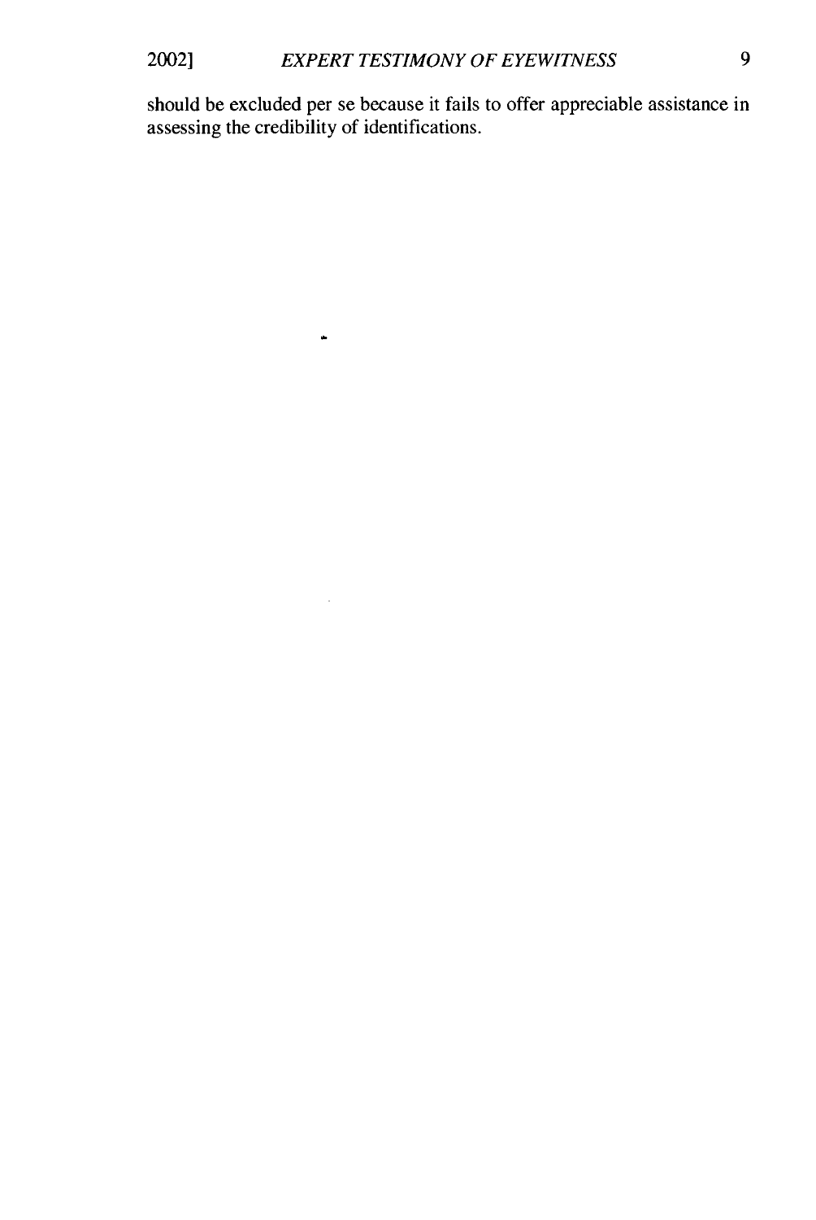should be excluded per se because it fails to offer appreciable assistance in assessing the credibility of identifications.